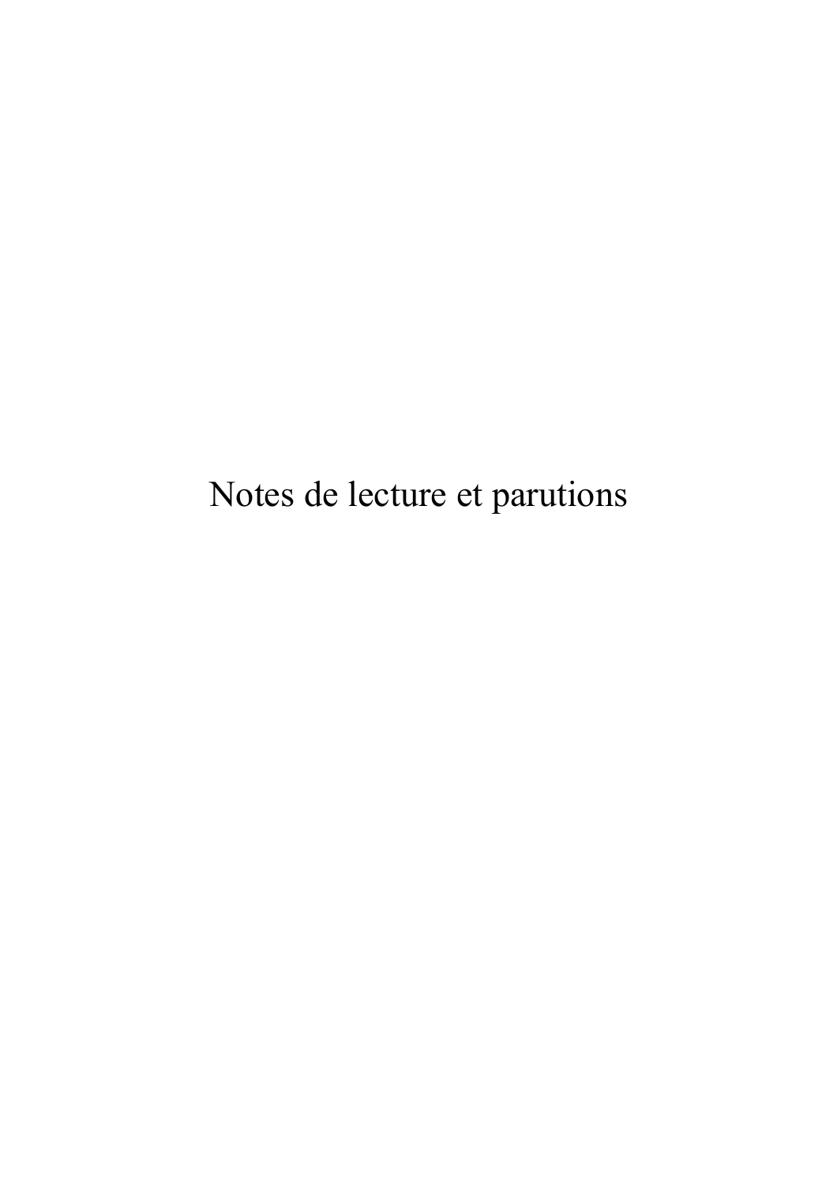# Notes de lecture et parutions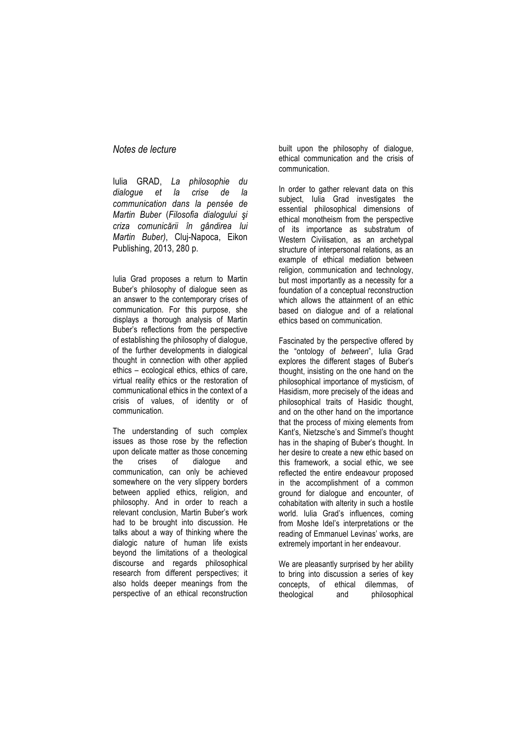*Notes de lecture*

Iulia GRAD, *La philosophie du dialogue et la crise de la communication dans la pensée de Martin Buber* (*Filosofia dialogului şi criza comunicării în gândirea lui Martin Buber)*, Cluj-Napoca, Eikon Publishing, 2013, 280 p.

Iulia Grad proposes a return to Martin Buber's philosophy of dialogue seen as an answer to the contemporary crises of communication. For this purpose, she displays a thorough analysis of Martin Buber's reflections from the perspective of establishing the philosophy of dialogue, of the further developments in dialogical thought in connection with other applied ethics – ecological ethics, ethics of care, virtual reality ethics or the restoration of communicational ethics in the context of a crisis of values, of identity or of communication.

The understanding of such complex issues as those rose by the reflection upon delicate matter as those concerning the crises of dialogue and communication, can only be achieved somewhere on the very slippery borders between applied ethics, religion, and philosophy. And in order to reach a relevant conclusion, Martin Buber's work had to be brought into discussion. He talks about a way of thinking where the dialogic nature of human life exists beyond the limitations of a theological discourse and regards philosophical research from different perspectives; it also holds deeper meanings from the perspective of an ethical reconstruction built upon the philosophy of dialogue, ethical communication and the crisis of communication.

In order to gather relevant data on this subject, Iulia Grad investigates the essential philosophical dimensions of ethical monotheism from the perspective of its importance as substratum of Western Civilisation, as an archetypal structure of interpersonal relations, as an example of ethical mediation between religion, communication and technology, but most importantly as a necessity for a foundation of a conceptual reconstruction which allows the attainment of an ethic based on dialogue and of a relational ethics based on communication.

Fascinated by the perspective offered by the "ontology of *between*", Iulia Grad explores the different stages of Buber's thought, insisting on the one hand on the philosophical importance of mysticism, of Hasidism, more precisely of the ideas and philosophical traits of Hasidic thought, and on the other hand on the importance that the process of mixing elements from Kant's, Nietzsche's and Simmel's thought has in the shaping of Buber's thought. In her desire to create a new ethic based on this framework, a social ethic, we see reflected the entire endeavour proposed in the accomplishment of a common ground for dialogue and encounter, of cohabitation with alterity in such a hostile world. Iulia Grad's influences, coming from Moshe Idel's interpretations or the reading of Emmanuel Levinas' works, are extremely important in her endeavour.

We are pleasantly surprised by her ability to bring into discussion a series of key concepts, of ethical dilemmas, of theological and philosophical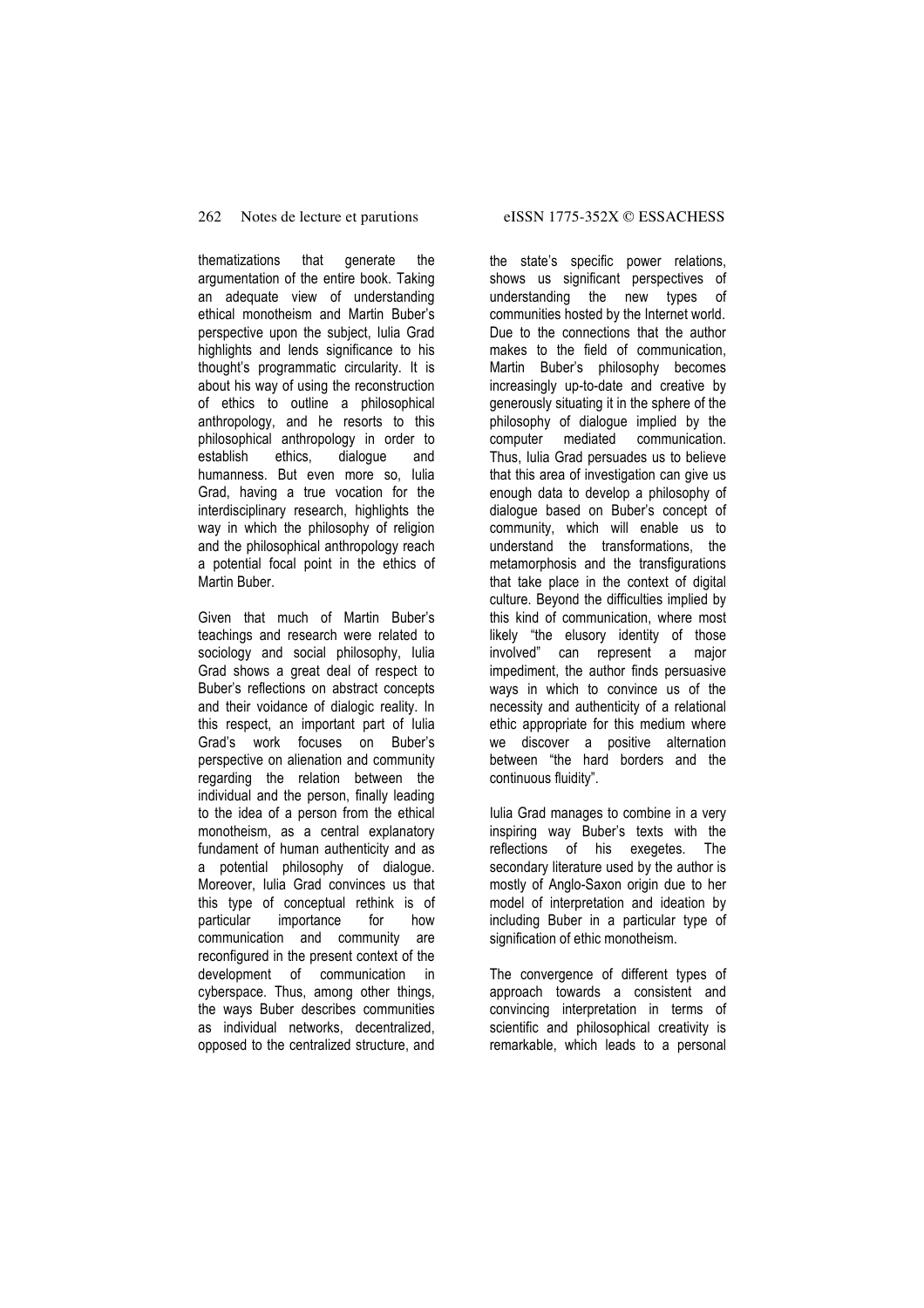thematizations that generate the argumentation of the entire book. Taking an adequate view of understanding ethical monotheism and Martin Buber's perspective upon the subject, Iulia Grad highlights and lends significance to his thought's programmatic circularity. It is about his way of using the reconstruction of ethics to outline a philosophical anthropology, and he resorts to this philosophical anthropology in order to establish ethics, dialogue and humanness. But even more so, Iulia Grad, having a true vocation for the interdisciplinary research, highlights the way in which the philosophy of religion and the philosophical anthropology reach a potential focal point in the ethics of Martin Buber.

Given that much of Martin Buber's teachings and research were related to sociology and social philosophy, Iulia Grad shows a great deal of respect to Buber's reflections on abstract concepts and their voidance of dialogic reality. In this respect, an important part of Iulia Grad's work focuses on Buber's perspective on alienation and community regarding the relation between the individual and the person, finally leading to the idea of a person from the ethical monotheism, as a central explanatory fundament of human authenticity and as a potential philosophy of dialogue. Moreover, Iulia Grad convinces us that this type of conceptual rethink is of particular importance for how communication and community are reconfigured in the present context of the development of communication in cyberspace. Thus, among other things, the ways Buber describes communities as individual networks, decentralized, opposed to the centralized structure, and the state's specific power relations, shows us significant perspectives of understanding the new types of communities hosted by the Internet world. Due to the connections that the author makes to the field of communication, Martin Buber's philosophy becomes increasingly up-to-date and creative by generously situating it in the sphere of the philosophy of dialogue implied by the computer mediated communication. Thus, Iulia Grad persuades us to believe that this area of investigation can give us enough data to develop a philosophy of dialogue based on Buber's concept of community, which will enable us to understand the transformations, the metamorphosis and the transfigurations that take place in the context of digital culture. Beyond the difficulties implied by this kind of communication, where most likely "the elusory identity of those involved" can represent a major impediment, the author finds persuasive ways in which to convince us of the necessity and authenticity of a relational ethic appropriate for this medium where we discover a positive alternation between "the hard borders and the continuous fluidity".

Iulia Grad manages to combine in a very inspiring way Buber's texts with the reflections of his exegetes. The secondary literature used by the author is mostly of Anglo-Saxon origin due to her model of interpretation and ideation by including Buber in a particular type of signification of ethic monotheism.

The convergence of different types of approach towards a consistent and convincing interpretation in terms of scientific and philosophical creativity is remarkable, which leads to a personal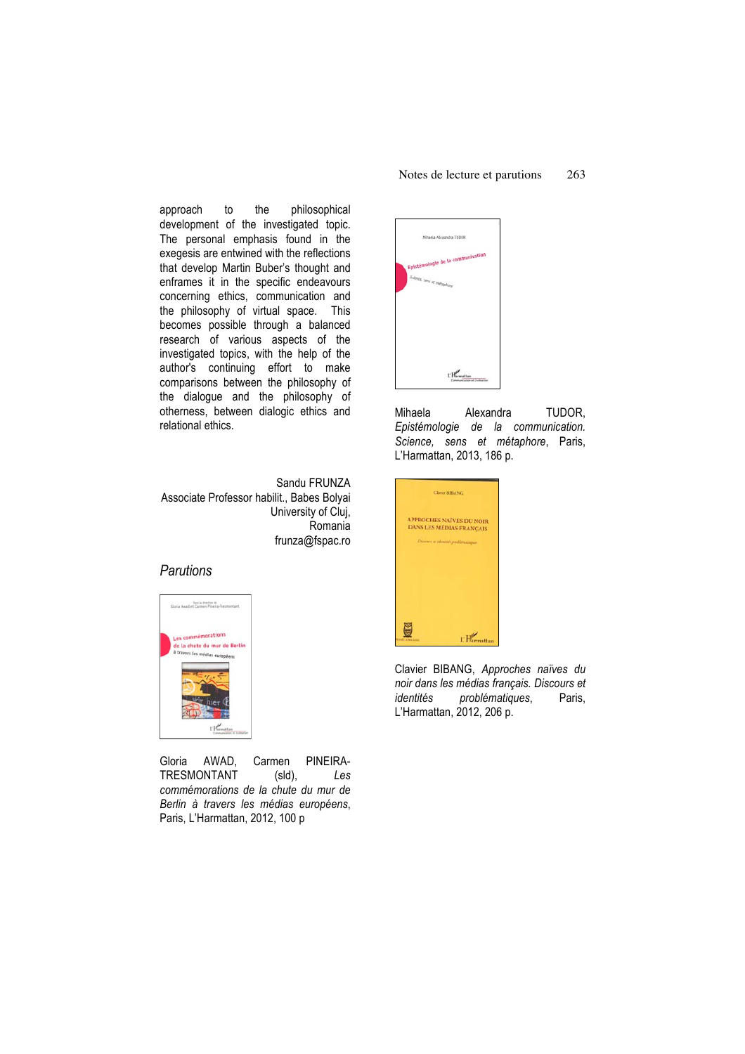approach to the philosophical development of the investigated topic. The personal emphasis found in the exegesis are entwined with the reflections that develop Martin Buber's thought and enframes it in the specific endeavours concerning ethics, communication and the philosophy of virtual space. This becomes possible through a balanced research of various aspects of the investigated topics, with the help of the author's continuing effort to make comparisons between the philosophy of the dialogue and the philosophy of otherness, between dialogic ethics and relational ethics.

Sandu FRUNZA
Associate Professor habilit., Babes Bolyai University of Cluj, Romania
frunza@fspac.ro

## *Parutions*

Gloria AWAD, Carmen PINEIRA-TRESMONTANT (sld), *Les commémorations de la chute du mur de Berlin à travers les médias européens*, Paris, L'Harmattan, 2012, 100 p

Mihaela Alexandra TUDOR, *Epistémologie de la communication. Science, sens et métaphore*, Paris, L'Harmattan, 2013, 186 p.

Clavier BIBANG, *Approches naïves du noir dans les médias français. Discours et identités problématiques*, Paris, L'Harmattan, 2012, 206 p.